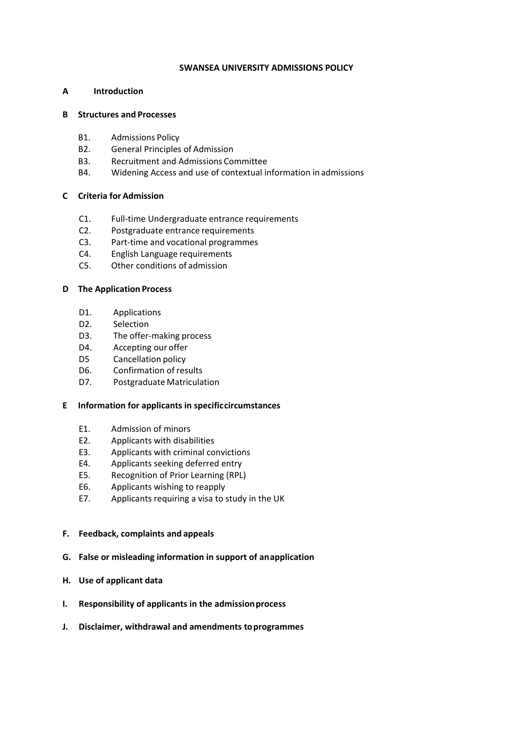# SWANSEA UNIVERSITY ADMISSIONS POLICY

**A Introduction**

**B Structures and Processes**

- B1. Admissions Policy
- B2. General Principles of Admission
- B3. Recruitment and Admissions Committee
- B4. Widening Access and use of contextual information in admissions

**C Criteria for Admission**

- C1. Full-time Undergraduate entrance requirements
- C2. Postgraduate entrance requirements
- C3. Part-time and vocational programmes
- C4. English Language requirements
- C5. Other conditions of admission

**D The Application Process**

- D1. Applications
- D2. Selection
- D3. The offer-making process
- D4. Accepting our offer
- D5 Cancellation policy
- D6. Confirmation of results
- D7. Postgraduate Matriculation

**E Information for applicants in specific circumstances**

- E1. Admission of minors
- E2. Applicants with disabilities
- E3. Applicants with criminal convictions
- E4. Applicants seeking deferred entry
- E5. Recognition of Prior Learning (RPL)
- E6. Applicants wishing to reapply
- E7. Applicants requiring a visa to study in the UK

**F. Feedback, complaints and appeals**

**G. False or misleading information in support of an application**

**H. Use of applicant data**

**I. Responsibility of applicants in the admission process**

**J. Disclaimer, withdrawal and amendments to programmes**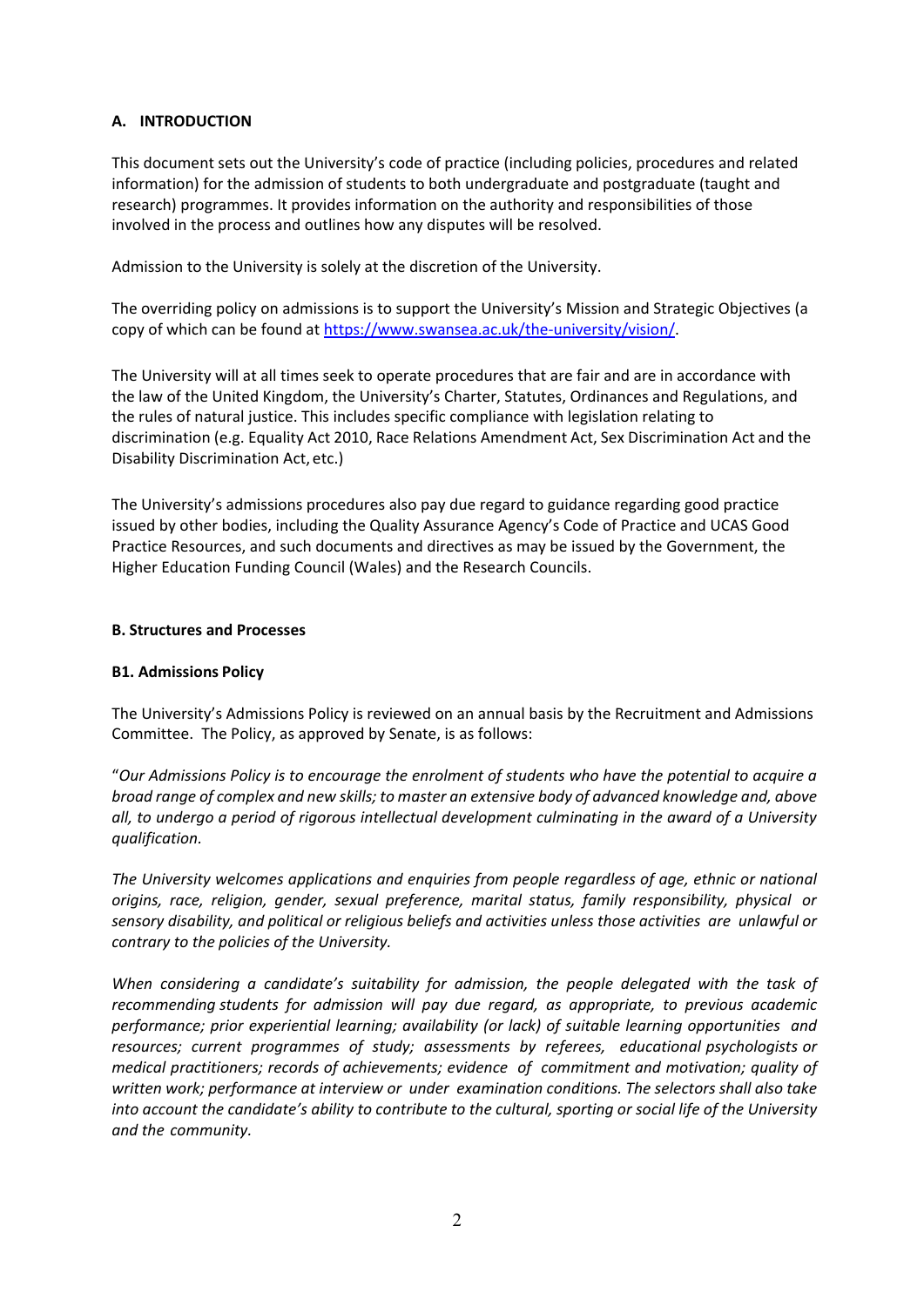## A. INTRODUCTION

This document sets out the University's code of practice (including policies, procedures and related information) for the admission of students to both undergraduate and postgraduate (taught and research) programmes. It provides information on the authority and responsibilities of those involved in the process and outlines how any disputes will be resolved.

Admission to the University is solely at the discretion of the University.

The overriding policy on admissions is to support the University's Mission and Strategic Objectives (a copy of which can be found at https://www.swansea.ac.uk/the-university/vision/.

The University will at all times seek to operate procedures that are fair and are in accordance with the law of the United Kingdom, the University's Charter, Statutes, Ordinances and Regulations, and the rules of natural justice. This includes specific compliance with legislation relating to discrimination (e.g. Equality Act 2010, Race Relations Amendment Act, Sex Discrimination Act and the Disability Discrimination Act, etc.)

The University's admissions procedures also pay due regard to guidance regarding good practice issued by other bodies, including the Quality Assurance Agency's Code of Practice and UCAS Good Practice Resources, and such documents and directives as may be issued by the Government, the Higher Education Funding Council (Wales) and the Research Councils.

## B. Structures and Processes

### B1. Admissions Policy

The University's Admissions Policy is reviewed on an annual basis by the Recruitment and Admissions Committee. The Policy, as approved by Senate, is as follows:

"*Our Admissions Policy is to encourage the enrolment of students who have the potential to acquire a broad range of complex and new skills; to master an extensive body of advanced knowledge and, above all, to undergo a period of rigorous intellectual development culminating in the award of a University qualification.*

*The University welcomes applications and enquiries from people regardless of age, ethnic or national origins, race, religion, gender, sexual preference, marital status, family responsibility, physical or sensory disability, and political or religious beliefs and activities unless those activities are unlawful or contrary to the policies of the University.*

*When considering a candidate's suitability for admission, the people delegated with the task of recommending students for admission will pay due regard, as appropriate, to previous academic performance; prior experiential learning; availability (or lack) of suitable learning opportunities and resources; current programmes of study; assessments by referees, educational psychologists or medical practitioners; records of achievements; evidence of commitment and motivation; quality of written work; performance at interview or under examination conditions. The selectors shall also take into account the candidate's ability to contribute to the cultural, sporting or social life of the University and the community.*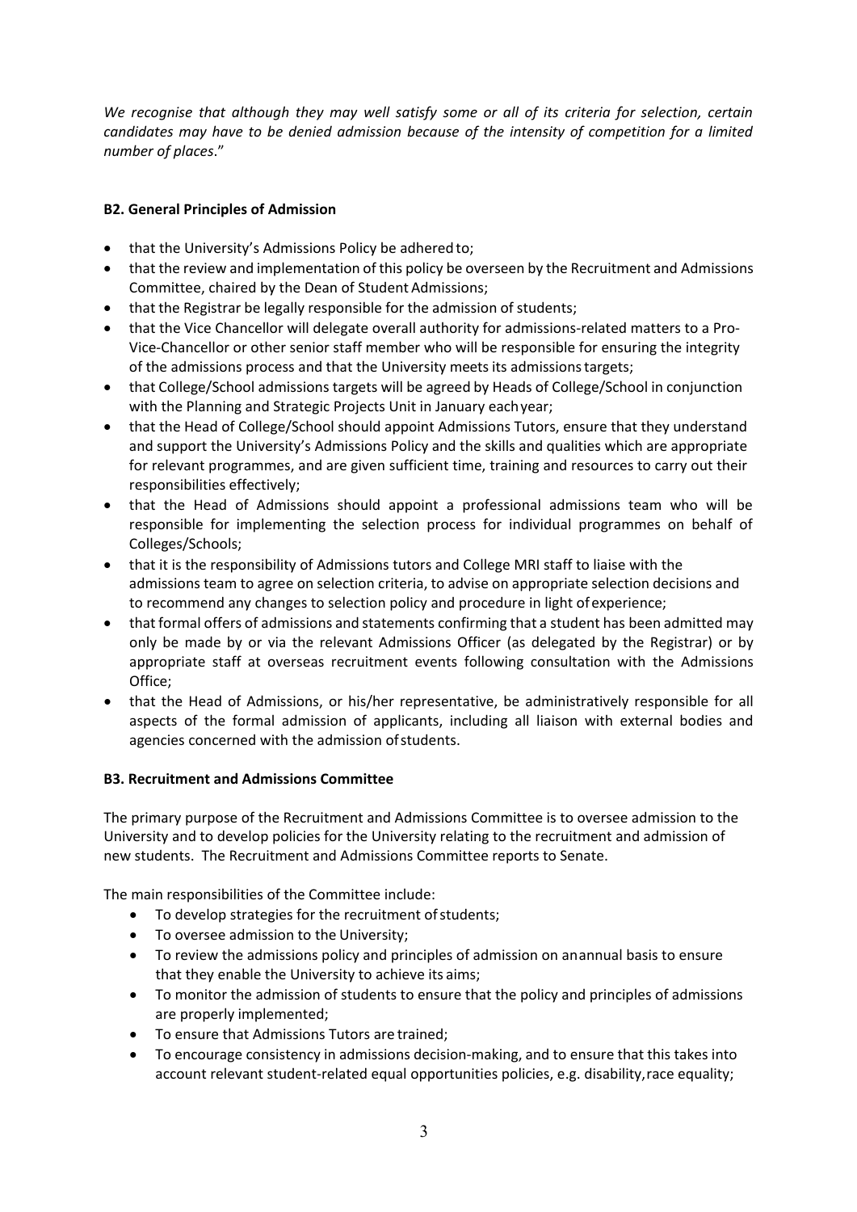*We recognise that although they may well satisfy some or all of its criteria for selection, certain candidates may have to be denied admission because of the intensity of competition for a limited number of places*."

**B2. General Principles of Admission**

- that the University's Admissions Policy be adhered to;
- that the review and implementation of this policy be overseen by the Recruitment and Admissions Committee, chaired by the Dean of Student Admissions;
- that the Registrar be legally responsible for the admission of students;
- that the Vice Chancellor will delegate overall authority for admissions-related matters to a Pro-Vice-Chancellor or other senior staff member who will be responsible for ensuring the integrity of the admissions process and that the University meets its admissions targets;
- that College/School admissions targets will be agreed by Heads of College/School in conjunction with the Planning and Strategic Projects Unit in January each year;
- that the Head of College/School should appoint Admissions Tutors, ensure that they understand and support the University's Admissions Policy and the skills and qualities which are appropriate for relevant programmes, and are given sufficient time, training and resources to carry out their responsibilities effectively;
- that the Head of Admissions should appoint a professional admissions team who will be responsible for implementing the selection process for individual programmes on behalf of Colleges/Schools;
- that it is the responsibility of Admissions tutors and College MRI staff to liaise with the admissions team to agree on selection criteria, to advise on appropriate selection decisions and to recommend any changes to selection policy and procedure in light of experience;
- that formal offers of admissions and statements confirming that a student has been admitted may only be made by or via the relevant Admissions Officer (as delegated by the Registrar) or by appropriate staff at overseas recruitment events following consultation with the Admissions Office;
- that the Head of Admissions, or his/her representative, be administratively responsible for all aspects of the formal admission of applicants, including all liaison with external bodies and agencies concerned with the admission of students.

**B3. Recruitment and Admissions Committee**

The primary purpose of the Recruitment and Admissions Committee is to oversee admission to the University and to develop policies for the University relating to the recruitment and admission of new students. The Recruitment and Admissions Committee reports to Senate.

The main responsibilities of the Committee include:

- To develop strategies for the recruitment of students;
- To oversee admission to the University;
- To review the admissions policy and principles of admission on an annual basis to ensure that they enable the University to achieve its aims;
- To monitor the admission of students to ensure that the policy and principles of admissions are properly implemented;
- To ensure that Admissions Tutors are trained;
- To encourage consistency in admissions decision-making, and to ensure that this takes into account relevant student-related equal opportunities policies, e.g. disability, race equality;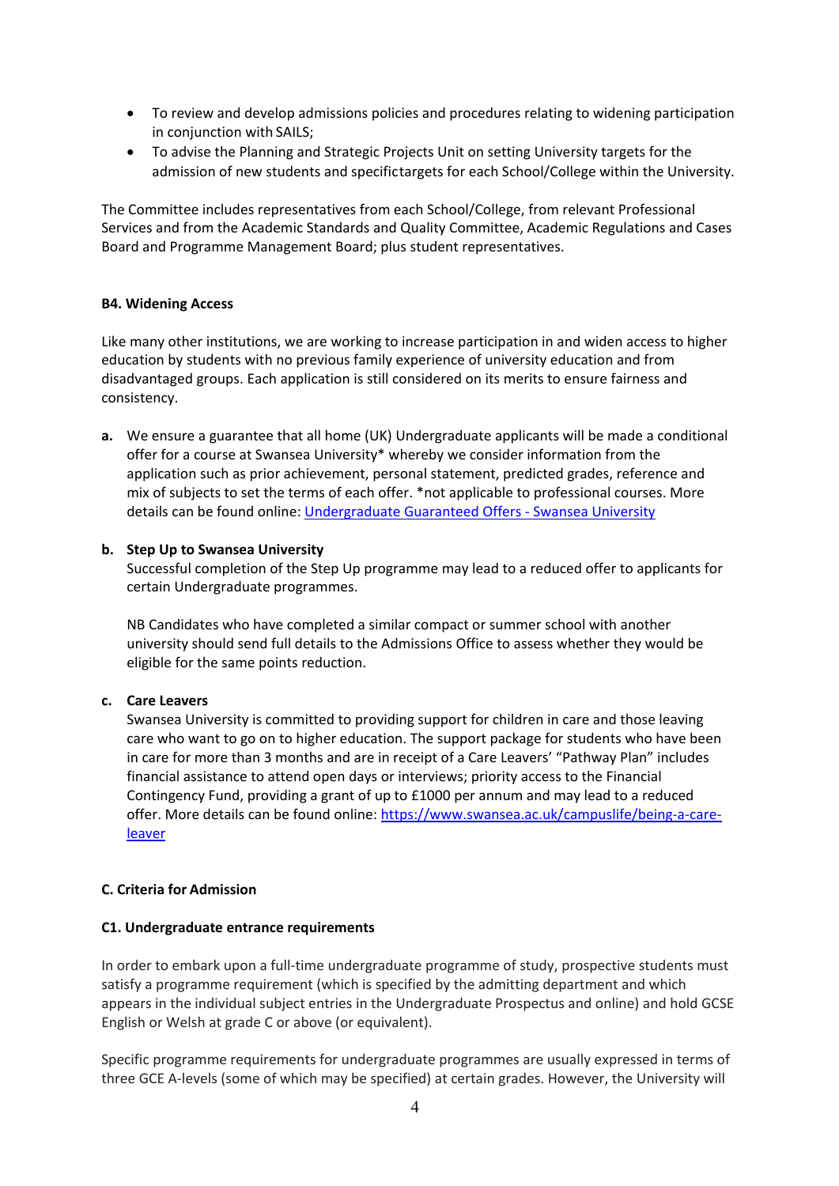- To review and develop admissions policies and procedures relating to widening participation in conjunction with SAILS;
- To advise the Planning and Strategic Projects Unit on setting University targets for the admission of new students and specifictargets for each School/College within the University.

The Committee includes representatives from each School/College, from relevant Professional Services and from the Academic Standards and Quality Committee, Academic Regulations and Cases Board and Programme Management Board; plus student representatives.

#### B4. Widening Access

Like many other institutions, we are working to increase participation in and widen access to higher education by students with no previous family experience of university education and from disadvantaged groups. Each application is still considered on its merits to ensure fairness and consistency.

**a.** We ensure a guarantee that all home (UK) Undergraduate applicants will be made a conditional offer for a course at Swansea University* whereby we consider information from the application such as prior achievement, personal statement, predicted grades, reference and mix of subjects to set the terms of each offer. *not applicable to professional courses. More details can be found online: [Undergraduate Guaranteed Offers - Swansea University]

**b. Step Up to Swansea University**

Successful completion of the Step Up programme may lead to a reduced offer to applicants for certain Undergraduate programmes.

NB Candidates who have completed a similar compact or summer school with another university should send full details to the Admissions Office to assess whether they would be eligible for the same points reduction.

**c. Care Leavers**

Swansea University is committed to providing support for children in care and those leaving care who want to go on to higher education. The support package for students who have been in care for more than 3 months and are in receipt of a Care Leavers' "Pathway Plan" includes financial assistance to attend open days or interviews; priority access to the Financial Contingency Fund, providing a grant of up to £1000 per annum and may lead to a reduced offer. More details can be found online: https://www.swansea.ac.uk/campuslife/being-a-care-leaver

### C. Criteria for Admission

#### C1. Undergraduate entrance requirements

In order to embark upon a full-time undergraduate programme of study, prospective students must satisfy a programme requirement (which is specified by the admitting department and which appears in the individual subject entries in the Undergraduate Prospectus and online) and hold GCSE English or Welsh at grade C or above (or equivalent).

Specific programme requirements for undergraduate programmes are usually expressed in terms of three GCE A-levels (some of which may be specified) at certain grades. However, the University will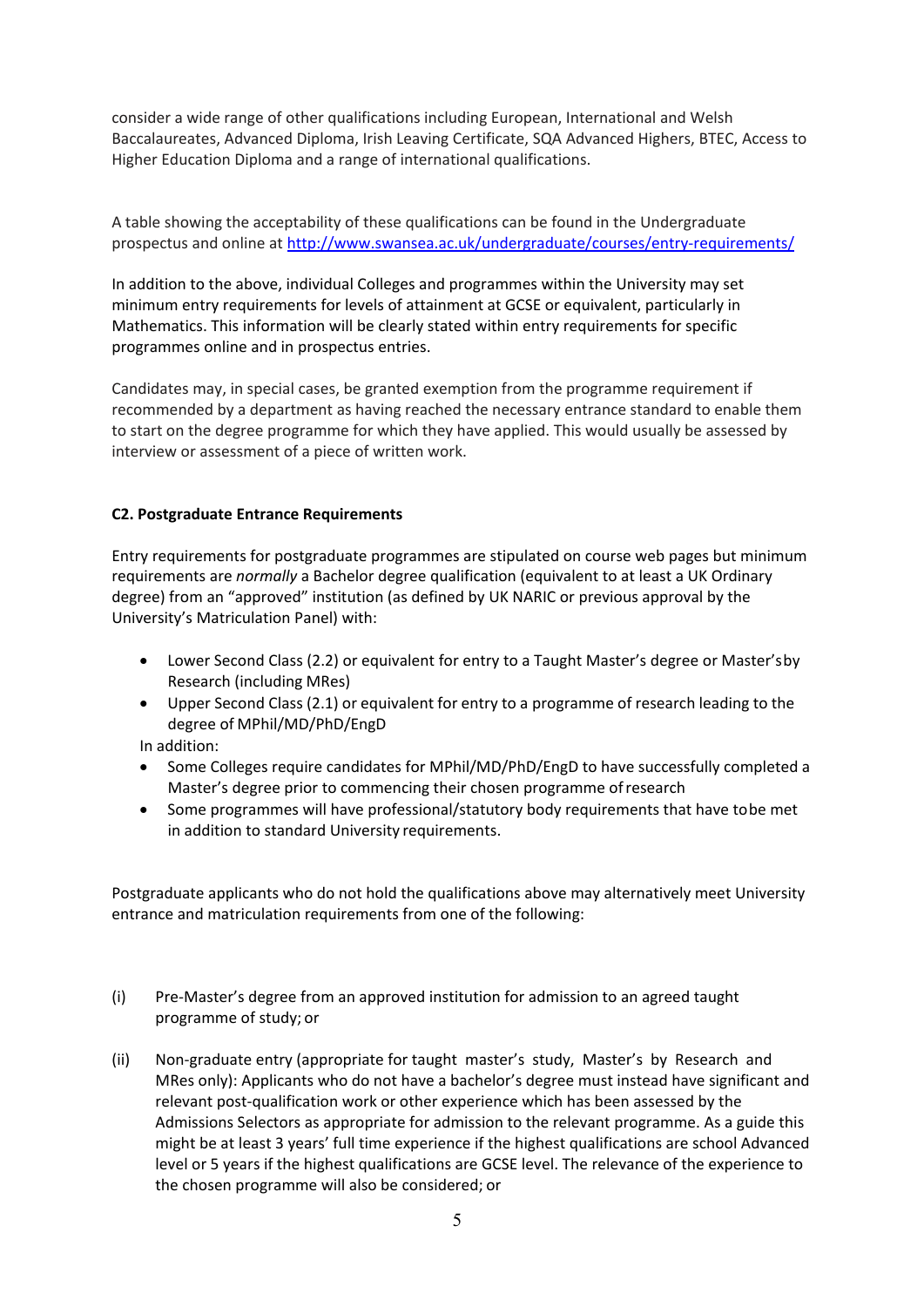consider a wide range of other qualifications including European, International and Welsh Baccalaureates, Advanced Diploma, Irish Leaving Certificate, SQA Advanced Highers, BTEC, Access to Higher Education Diploma and a range of international qualifications.

A table showing the acceptability of these qualifications can be found in the Undergraduate prospectus and online at [http://www.swansea.ac.uk/undergraduate/courses/entry-requirements/](http://www.swansea.ac.uk/undergraduate/courses/entry-requirements/)

In addition to the above, individual Colleges and programmes within the University may set minimum entry requirements for levels of attainment at GCSE or equivalent, particularly in Mathematics. This information will be clearly stated within entry requirements for specific programmes online and in prospectus entries.

Candidates may, in special cases, be granted exemption from the programme requirement if recommended by a department as having reached the necessary entrance standard to enable them to start on the degree programme for which they have applied. This would usually be assessed by interview or assessment of a piece of written work.

**C2. Postgraduate Entrance Requirements**

Entry requirements for postgraduate programmes are stipulated on course web pages but minimum requirements are *normally* a Bachelor degree qualification (equivalent to at least a UK Ordinary degree) from an "approved" institution (as defined by UK NARIC or previous approval by the University's Matriculation Panel) with:

- Lower Second Class (2.2) or equivalent for entry to a Taught Master's degree or Master's by Research (including MRes)
- Upper Second Class (2.1) or equivalent for entry to a programme of research leading to the degree of MPhil/MD/PhD/EngD

In addition:

- Some Colleges require candidates for MPhil/MD/PhD/EngD to have successfully completed a Master's degree prior to commencing their chosen programme of research
- Some programmes will have professional/statutory body requirements that have to be met in addition to standard University requirements.

Postgraduate applicants who do not hold the qualifications above may alternatively meet University entrance and matriculation requirements from one of the following:

(i) Pre-Master's degree from an approved institution for admission to an agreed taught programme of study; or

(ii) Non-graduate entry (appropriate for taught master's study, Master's by Research and MRes only): Applicants who do not have a bachelor's degree must instead have significant and relevant post-qualification work or other experience which has been assessed by the Admissions Selectors as appropriate for admission to the relevant programme. As a guide this might be at least 3 years' full time experience if the highest qualifications are school Advanced level or 5 years if the highest qualifications are GCSE level. The relevance of the experience to the chosen programme will also be considered; or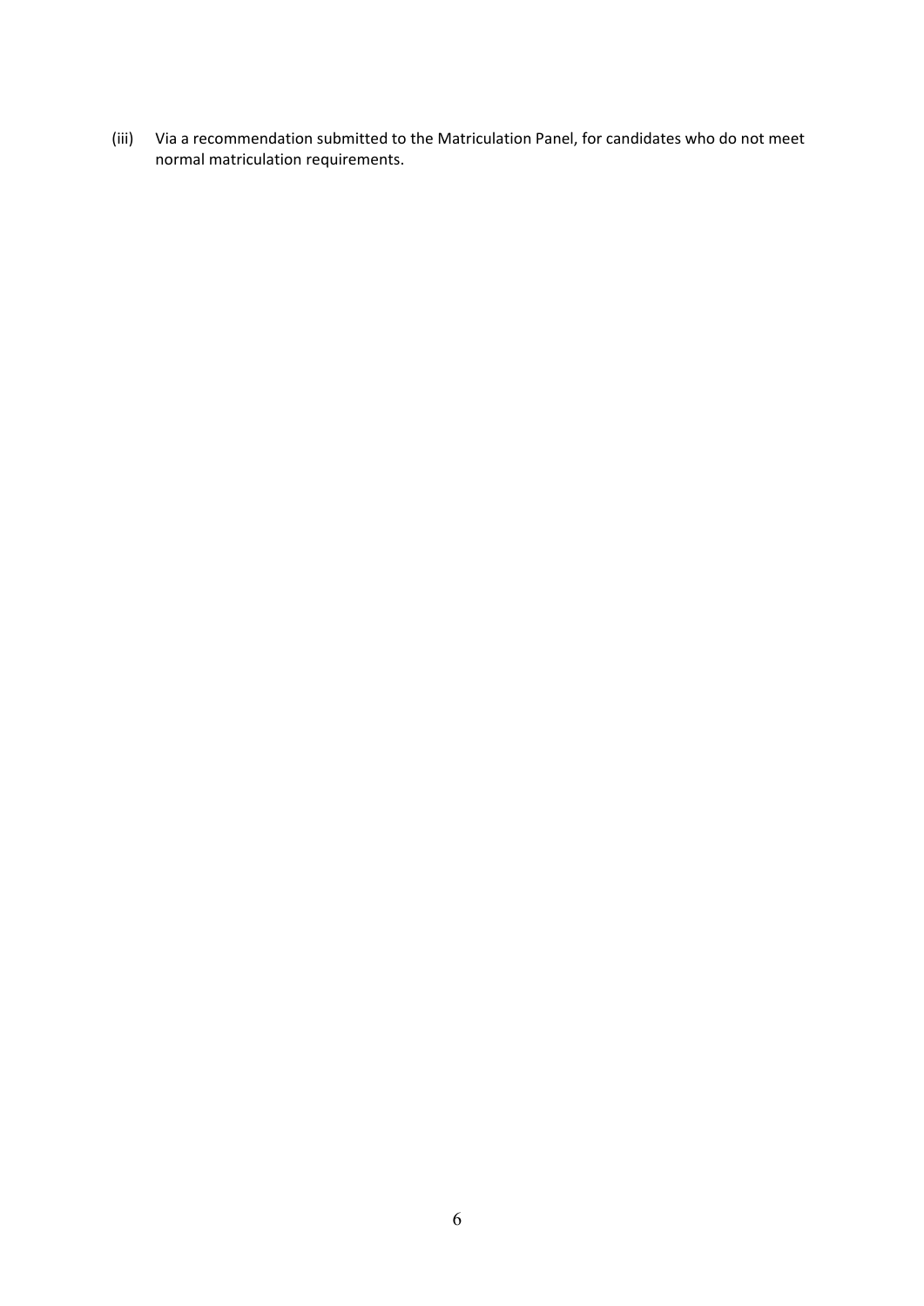(iii) Via a recommendation submitted to the Matriculation Panel, for candidates who do not meet normal matriculation requirements.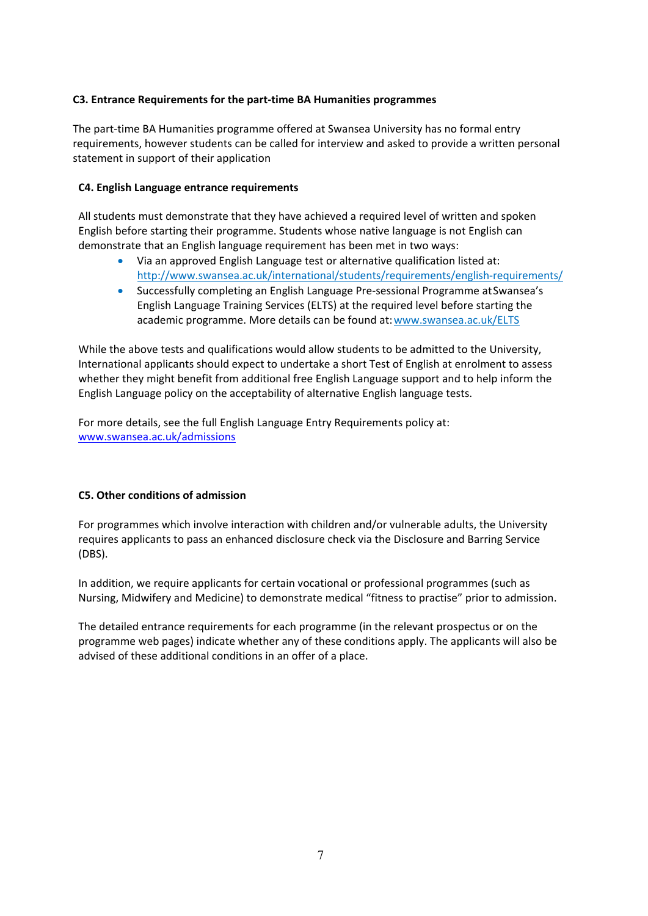**C3. Entrance Requirements for the part-time BA Humanities programmes**

The part-time BA Humanities programme offered at Swansea University has no formal entry requirements, however students can be called for interview and asked to provide a written personal statement in support of their application

**C4. English Language entrance requirements**

All students must demonstrate that they have achieved a required level of written and spoken English before starting their programme. Students whose native language is not English can demonstrate that an English language requirement has been met in two ways:

- Via an approved English Language test or alternative qualification listed at: http://www.swansea.ac.uk/international/students/requirements/english-requirements/
- Successfully completing an English Language Pre-sessional Programme at Swansea's English Language Training Services (ELTS) at the required level before starting the academic programme. More details can be found at: www.swansea.ac.uk/ELTS

While the above tests and qualifications would allow students to be admitted to the University, International applicants should expect to undertake a short Test of English at enrolment to assess whether they might benefit from additional free English Language support and to help inform the English Language policy on the acceptability of alternative English language tests.

For more details, see the full English Language Entry Requirements policy at: www.swansea.ac.uk/admissions

**C5. Other conditions of admission**

For programmes which involve interaction with children and/or vulnerable adults, the University requires applicants to pass an enhanced disclosure check via the Disclosure and Barring Service (DBS).

In addition, we require applicants for certain vocational or professional programmes (such as Nursing, Midwifery and Medicine) to demonstrate medical "fitness to practise" prior to admission.

The detailed entrance requirements for each programme (in the relevant prospectus or on the programme web pages) indicate whether any of these conditions apply. The applicants will also be advised of these additional conditions in an offer of a place.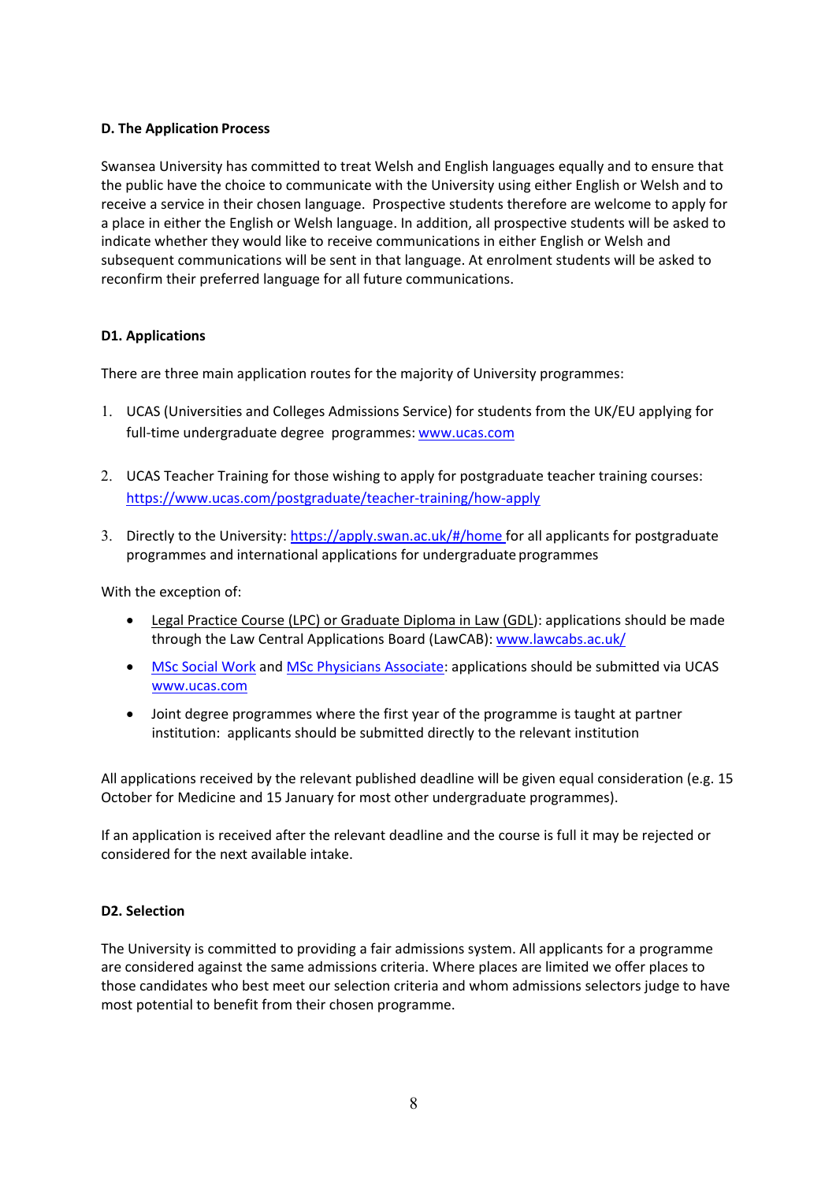#### D. The Application Process

Swansea University has committed to treat Welsh and English languages equally and to ensure that the public have the choice to communicate with the University using either English or Welsh and to receive a service in their chosen language. Prospective students therefore are welcome to apply for a place in either the English or Welsh language. In addition, all prospective students will be asked to indicate whether they would like to receive communications in either English or Welsh and subsequent communications will be sent in that language. At enrolment students will be asked to reconfirm their preferred language for all future communications.

#### D1. Applications

There are three main application routes for the majority of University programmes:

1. UCAS (Universities and Colleges Admissions Service) for students from the UK/EU applying for full-time undergraduate degree programmes: [www.ucas.com](www.ucas.com)

2. UCAS Teacher Training for those wishing to apply for postgraduate teacher training courses: [https://www.ucas.com/postgraduate/teacher-training/how-apply](https://www.ucas.com/postgraduate/teacher-training/how-apply)

3. Directly to the University: [https://apply.swan.ac.uk/#/home](https://apply.swan.ac.uk/#/home) for all applicants for postgraduate programmes and international applications for undergraduate programmes

With the exception of:

- Legal Practice Course (LPC) or Graduate Diploma in Law (GDL): applications should be made through the Law Central Applications Board (LawCAB): [www.lawcabs.ac.uk/](www.lawcabs.ac.uk/)
- MSc Social Work and MSc Physicians Associate: applications should be submitted via UCAS [www.ucas.com](www.ucas.com)
- Joint degree programmes where the first year of the programme is taught at partner institution: applicants should be submitted directly to the relevant institution

All applications received by the relevant published deadline will be given equal consideration (e.g. 15 October for Medicine and 15 January for most other undergraduate programmes).

If an application is received after the relevant deadline and the course is full it may be rejected or considered for the next available intake.

#### D2. Selection

The University is committed to providing a fair admissions system. All applicants for a programme are considered against the same admissions criteria. Where places are limited we offer places to those candidates who best meet our selection criteria and whom admissions selectors judge to have most potential to benefit from their chosen programme.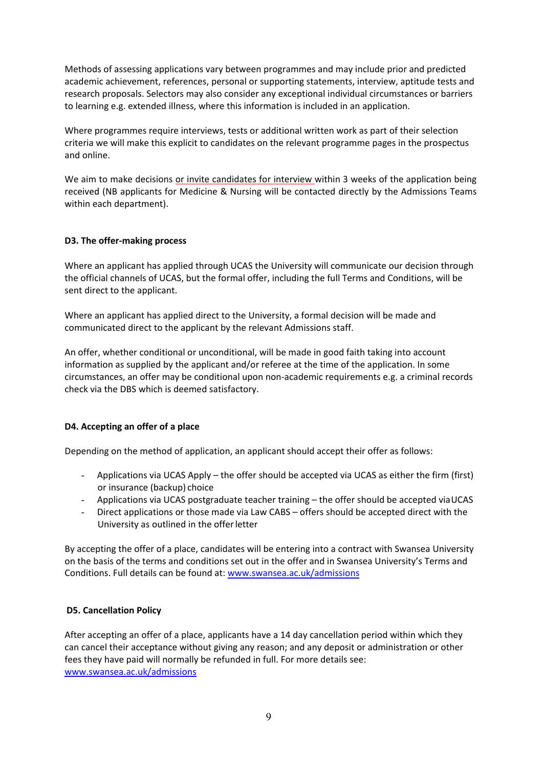Methods of assessing applications vary between programmes and may include prior and predicted academic achievement, references, personal or supporting statements, interview, aptitude tests and research proposals. Selectors may also consider any exceptional individual circumstances or barriers to learning e.g. extended illness, where this information is included in an application.

Where programmes require interviews, tests or additional written work as part of their selection criteria we will make this explicit to candidates on the relevant programme pages in the prospectus and online.

We aim to make decisions or invite candidates for interview within 3 weeks of the application being received (NB applicants for Medicine & Nursing will be contacted directly by the Admissions Teams within each department).

**D3. The offer-making process**

Where an applicant has applied through UCAS the University will communicate our decision through the official channels of UCAS, but the formal offer, including the full Terms and Conditions, will be sent direct to the applicant.

Where an applicant has applied direct to the University, a formal decision will be made and communicated direct to the applicant by the relevant Admissions staff.

An offer, whether conditional or unconditional, will be made in good faith taking into account information as supplied by the applicant and/or referee at the time of the application. In some circumstances, an offer may be conditional upon non-academic requirements e.g. a criminal records check via the DBS which is deemed satisfactory.

**D4. Accepting an offer of a place**

Depending on the method of application, an applicant should accept their offer as follows:

- Applications via UCAS Apply – the offer should be accepted via UCAS as either the firm (first) or insurance (backup) choice
- Applications via UCAS postgraduate teacher training – the offer should be accepted via UCAS
- Direct applications or those made via Law CABS – offers should be accepted direct with the University as outlined in the offer letter

By accepting the offer of a place, candidates will be entering into a contract with Swansea University on the basis of the terms and conditions set out in the offer and in Swansea University's Terms and Conditions. Full details can be found at: www.swansea.ac.uk/admissions

**D5. Cancellation Policy**

After accepting an offer of a place, applicants have a 14 day cancellation period within which they can cancel their acceptance without giving any reason; and any deposit or administration or other fees they have paid will normally be refunded in full. For more details see: www.swansea.ac.uk/admissions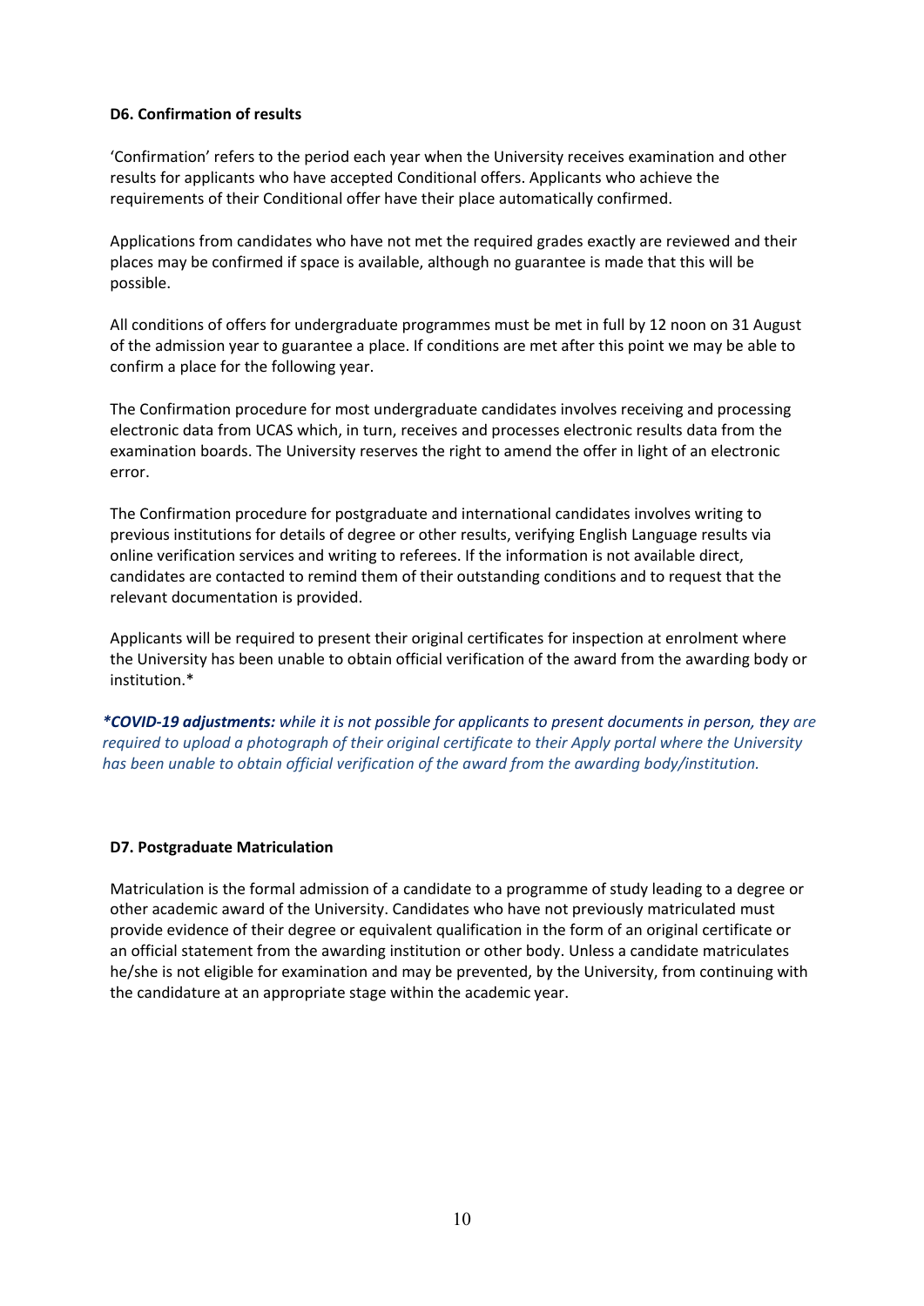#### D6. Confirmation of results

'Confirmation' refers to the period each year when the University receives examination and other results for applicants who have accepted Conditional offers. Applicants who achieve the requirements of their Conditional offer have their place automatically confirmed.

Applications from candidates who have not met the required grades exactly are reviewed and their places may be confirmed if space is available, although no guarantee is made that this will be possible.

All conditions of offers for undergraduate programmes must be met in full by 12 noon on 31 August of the admission year to guarantee a place. If conditions are met after this point we may be able to confirm a place for the following year.

The Confirmation procedure for most undergraduate candidates involves receiving and processing electronic data from UCAS which, in turn, receives and processes electronic results data from the examination boards. The University reserves the right to amend the offer in light of an electronic error.

The Confirmation procedure for postgraduate and international candidates involves writing to previous institutions for details of degree or other results, verifying English Language results via online verification services and writing to referees. If the information is not available direct, candidates are contacted to remind them of their outstanding conditions and to request that the relevant documentation is provided.

Applicants will be required to present their original certificates for inspection at enrolment where the University has been unable to obtain official verification of the award from the awarding body or institution.*

***COVID-19 adjustments:** while it is not possible for applicants to present documents in person, they are required to upload a photograph of their original certificate to their Apply portal where the University has been unable to obtain official verification of the award from the awarding body/institution.*

#### D7. Postgraduate Matriculation

Matriculation is the formal admission of a candidate to a programme of study leading to a degree or other academic award of the University. Candidates who have not previously matriculated must provide evidence of their degree or equivalent qualification in the form of an original certificate or an official statement from the awarding institution or other body. Unless a candidate matriculates he/she is not eligible for examination and may be prevented, by the University, from continuing with the candidature at an appropriate stage within the academic year.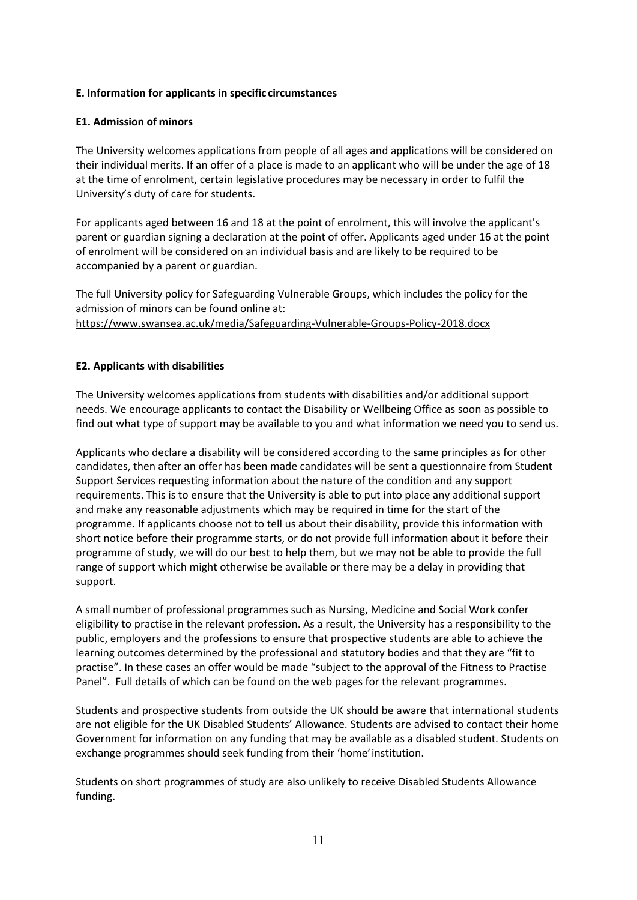### E. Information for applicants in specific circumstances

#### E1. Admission of minors

The University welcomes applications from people of all ages and applications will be considered on their individual merits. If an offer of a place is made to an applicant who will be under the age of 18 at the time of enrolment, certain legislative procedures may be necessary in order to fulfil the University's duty of care for students.

For applicants aged between 16 and 18 at the point of enrolment, this will involve the applicant's parent or guardian signing a declaration at the point of offer. Applicants aged under 16 at the point of enrolment will be considered on an individual basis and are likely to be required to be accompanied by a parent or guardian.

The full University policy for Safeguarding Vulnerable Groups, which includes the policy for the admission of minors can be found online at:
https://www.swansea.ac.uk/media/Safeguarding-Vulnerable-Groups-Policy-2018.docx

#### E2. Applicants with disabilities

The University welcomes applications from students with disabilities and/or additional support needs. We encourage applicants to contact the Disability or Wellbeing Office as soon as possible to find out what type of support may be available to you and what information we need you to send us.

Applicants who declare a disability will be considered according to the same principles as for other candidates, then after an offer has been made candidates will be sent a questionnaire from Student Support Services requesting information about the nature of the condition and any support requirements. This is to ensure that the University is able to put into place any additional support and make any reasonable adjustments which may be required in time for the start of the programme. If applicants choose not to tell us about their disability, provide this information with short notice before their programme starts, or do not provide full information about it before their programme of study, we will do our best to help them, but we may not be able to provide the full range of support which might otherwise be available or there may be a delay in providing that support.

A small number of professional programmes such as Nursing, Medicine and Social Work confer eligibility to practise in the relevant profession. As a result, the University has a responsibility to the public, employers and the professions to ensure that prospective students are able to achieve the learning outcomes determined by the professional and statutory bodies and that they are "fit to practise". In these cases an offer would be made "subject to the approval of the Fitness to Practise Panel". Full details of which can be found on the web pages for the relevant programmes.

Students and prospective students from outside the UK should be aware that international students are not eligible for the UK Disabled Students' Allowance. Students are advised to contact their home Government for information on any funding that may be available as a disabled student. Students on exchange programmes should seek funding from their 'home' institution.

Students on short programmes of study are also unlikely to receive Disabled Students Allowance funding.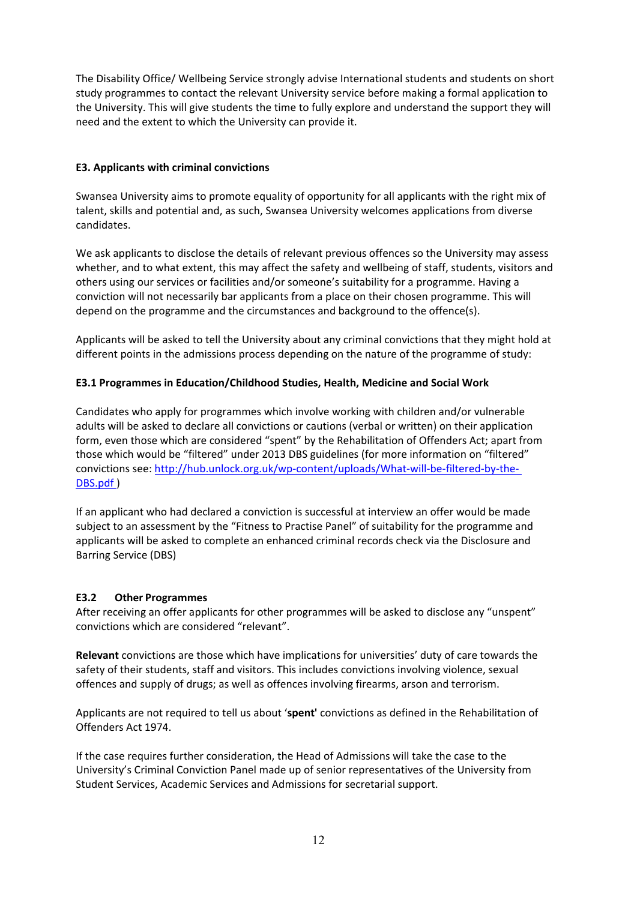The Disability Office/ Wellbeing Service strongly advise International students and students on short study programmes to contact the relevant University service before making a formal application to the University. This will give students the time to fully explore and understand the support they will need and the extent to which the University can provide it.

### E3. Applicants with criminal convictions

Swansea University aims to promote equality of opportunity for all applicants with the right mix of talent, skills and potential and, as such, Swansea University welcomes applications from diverse candidates.

We ask applicants to disclose the details of relevant previous offences so the University may assess whether, and to what extent, this may affect the safety and wellbeing of staff, students, visitors and others using our services or facilities and/or someone's suitability for a programme. Having a conviction will not necessarily bar applicants from a place on their chosen programme. This will depend on the programme and the circumstances and background to the offence(s).

Applicants will be asked to tell the University about any criminal convictions that they might hold at different points in the admissions process depending on the nature of the programme of study:

#### E3.1 Programmes in Education/Childhood Studies, Health, Medicine and Social Work

Candidates who apply for programmes which involve working with children and/or vulnerable adults will be asked to declare all convictions or cautions (verbal or written) on their application form, even those which are considered "spent" by the Rehabilitation of Offenders Act; apart from those which would be "filtered" under 2013 DBS guidelines (for more information on "filtered" convictions see: [http://hub.unlock.org.uk/wp-content/uploads/What-will-be-filtered-by-the-DBS.pdf](http://hub.unlock.org.uk/wp-content/uploads/What-will-be-filtered-by-the-DBS.pdf) )

If an applicant who had declared a conviction is successful at interview an offer would be made subject to an assessment by the "Fitness to Practise Panel" of suitability for the programme and applicants will be asked to complete an enhanced criminal records check via the Disclosure and Barring Service (DBS)

#### E3.2 Other Programmes

After receiving an offer applicants for other programmes will be asked to disclose any "unspent" convictions which are considered "relevant".

**Relevant** convictions are those which have implications for universities' duty of care towards the safety of their students, staff and visitors. This includes convictions involving violence, sexual offences and supply of drugs; as well as offences involving firearms, arson and terrorism.

Applicants are not required to tell us about '**spent'** convictions as defined in the Rehabilitation of Offenders Act 1974.

If the case requires further consideration, the Head of Admissions will take the case to the University's Criminal Conviction Panel made up of senior representatives of the University from Student Services, Academic Services and Admissions for secretarial support.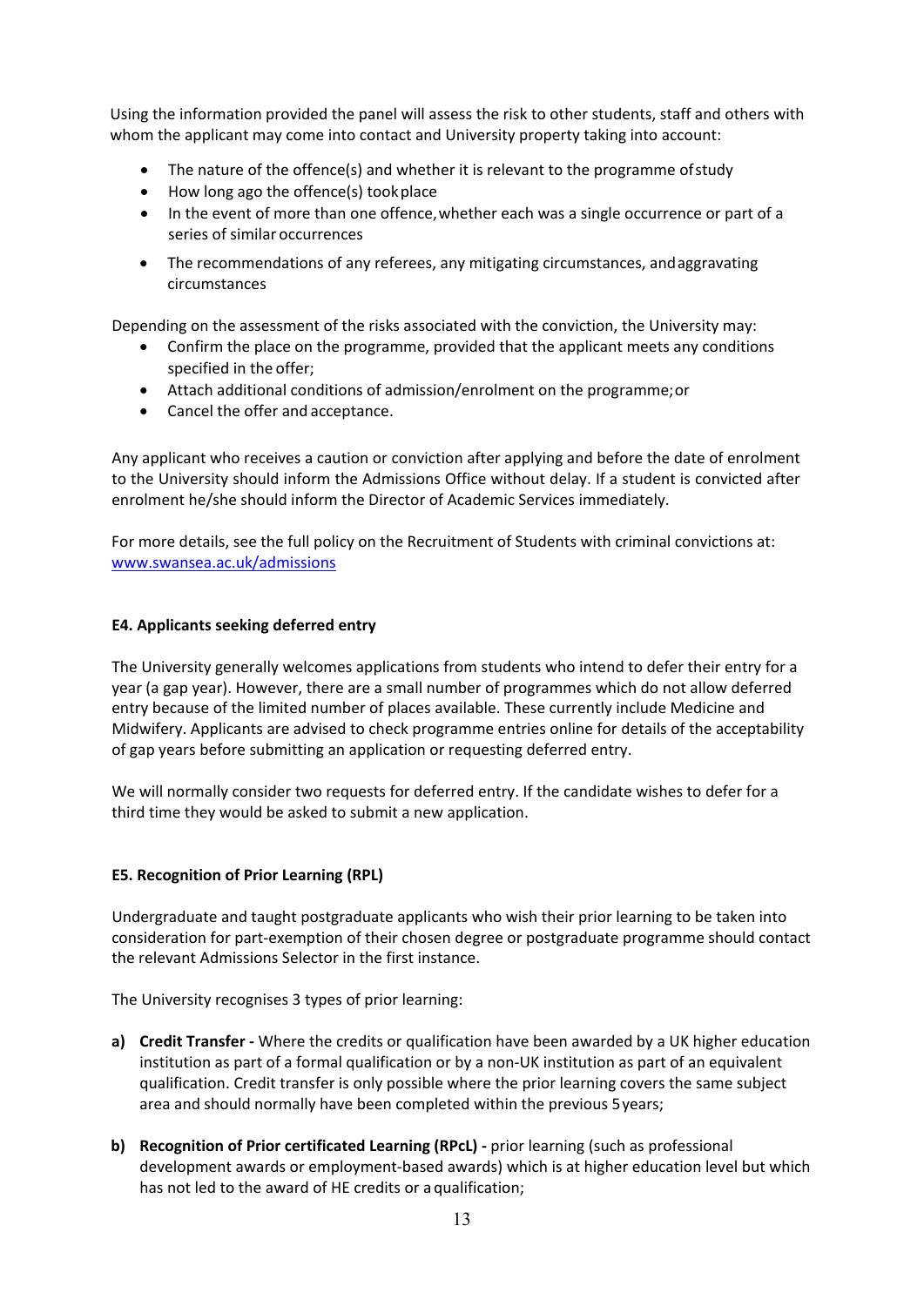Using the information provided the panel will assess the risk to other students, staff and others with whom the applicant may come into contact and University property taking into account:

- The nature of the offence(s) and whether it is relevant to the programme of study
- How long ago the offence(s) took place
- In the event of more than one offence, whether each was a single occurrence or part of a series of similar occurrences
- The recommendations of any referees, any mitigating circumstances, and aggravating circumstances

Depending on the assessment of the risks associated with the conviction, the University may:

- Confirm the place on the programme, provided that the applicant meets any conditions specified in the offer;
- Attach additional conditions of admission/enrolment on the programme; or
- Cancel the offer and acceptance.

Any applicant who receives a caution or conviction after applying and before the date of enrolment to the University should inform the Admissions Office without delay. If a student is convicted after enrolment he/she should inform the Director of Academic Services immediately.

For more details, see the full policy on the Recruitment of Students with criminal convictions at: [www.swansea.ac.uk/admissions](http://www.swansea.ac.uk/admissions)

**E4. Applicants seeking deferred entry**

The University generally welcomes applications from students who intend to defer their entry for a year (a gap year). However, there are a small number of programmes which do not allow deferred entry because of the limited number of places available. These currently include Medicine and Midwifery. Applicants are advised to check programme entries online for details of the acceptability of gap years before submitting an application or requesting deferred entry.

We will normally consider two requests for deferred entry. If the candidate wishes to defer for a third time they would be asked to submit a new application.

**E5. Recognition of Prior Learning (RPL)**

Undergraduate and taught postgraduate applicants who wish their prior learning to be taken into consideration for part-exemption of their chosen degree or postgraduate programme should contact the relevant Admissions Selector in the first instance.

The University recognises 3 types of prior learning:

**a) Credit Transfer -** Where the credits or qualification have been awarded by a UK higher education institution as part of a formal qualification or by a non-UK institution as part of an equivalent qualification. Credit transfer is only possible where the prior learning covers the same subject area and should normally have been completed within the previous 5 years;

**b) Recognition of Prior certificated Learning (RPcL) -** prior learning (such as professional development awards or employment-based awards) which is at higher education level but which has not led to the award of HE credits or a qualification;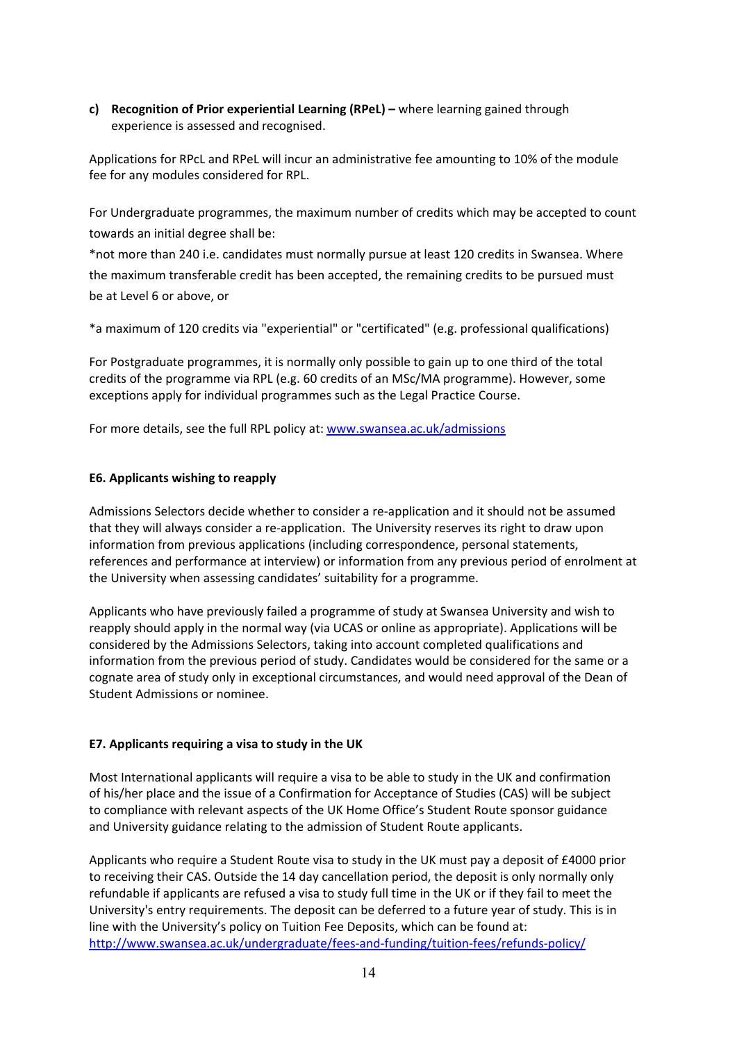c) **Recognition of Prior experiential Learning (RPeL) –** where learning gained through experience is assessed and recognised.

Applications for RPcL and RPeL will incur an administrative fee amounting to 10% of the module fee for any modules considered for RPL.

For Undergraduate programmes, the maximum number of credits which may be accepted to count towards an initial degree shall be:

*not more than 240 i.e. candidates must normally pursue at least 120 credits in Swansea. Where the maximum transferable credit has been accepted, the remaining credits to be pursued must be at Level 6 or above, or

*a maximum of 120 credits via "experiential" or "certificated" (e.g. professional qualifications)

For Postgraduate programmes, it is normally only possible to gain up to one third of the total credits of the programme via RPL (e.g. 60 credits of an MSc/MA programme). However, some exceptions apply for individual programmes such as the Legal Practice Course.

For more details, see the full RPL policy at: [www.swansea.ac.uk/admissions](www.swansea.ac.uk/admissions)

### E6. Applicants wishing to reapply

Admissions Selectors decide whether to consider a re-application and it should not be assumed that they will always consider a re-application. The University reserves its right to draw upon information from previous applications (including correspondence, personal statements, references and performance at interview) or information from any previous period of enrolment at the University when assessing candidates' suitability for a programme.

Applicants who have previously failed a programme of study at Swansea University and wish to reapply should apply in the normal way (via UCAS or online as appropriate). Applications will be considered by the Admissions Selectors, taking into account completed qualifications and information from the previous period of study. Candidates would be considered for the same or a cognate area of study only in exceptional circumstances, and would need approval of the Dean of Student Admissions or nominee.

### E7. Applicants requiring a visa to study in the UK

Most International applicants will require a visa to be able to study in the UK and confirmation of his/her place and the issue of a Confirmation for Acceptance of Studies (CAS) will be subject to compliance with relevant aspects of the UK Home Office's Student Route sponsor guidance and University guidance relating to the admission of Student Route applicants.

Applicants who require a Student Route visa to study in the UK must pay a deposit of £4000 prior to receiving their CAS. Outside the 14 day cancellation period, the deposit is only normally only refundable if applicants are refused a visa to study full time in the UK or if they fail to meet the University's entry requirements. The deposit can be deferred to a future year of study. This is in line with the University's policy on Tuition Fee Deposits, which can be found at: [http://www.swansea.ac.uk/undergraduate/fees-and-funding/tuition-fees/refunds-policy/](http://www.swansea.ac.uk/undergraduate/fees-and-funding/tuition-fees/refunds-policy/)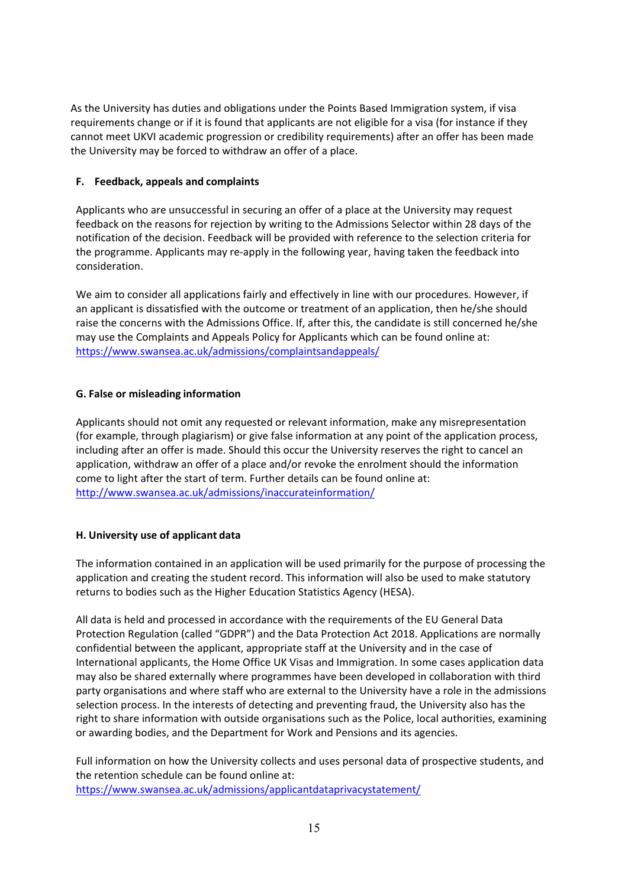As the University has duties and obligations under the Points Based Immigration system, if visa requirements change or if it is found that applicants are not eligible for a visa (for instance if they cannot meet UKVI academic progression or credibility requirements) after an offer has been made the University may be forced to withdraw an offer of a place.

#### F. Feedback, appeals and complaints

Applicants who are unsuccessful in securing an offer of a place at the University may request feedback on the reasons for rejection by writing to the Admissions Selector within 28 days of the notification of the decision. Feedback will be provided with reference to the selection criteria for the programme. Applicants may re-apply in the following year, having taken the feedback into consideration.

We aim to consider all applications fairly and effectively in line with our procedures. However, if an applicant is dissatisfied with the outcome or treatment of an application, then he/she should raise the concerns with the Admissions Office. If, after this, the candidate is still concerned he/she may use the Complaints and Appeals Policy for Applicants which can be found online at: https://www.swansea.ac.uk/admissions/complaintsandappeals/

#### G. False or misleading information

Applicants should not omit any requested or relevant information, make any misrepresentation (for example, through plagiarism) or give false information at any point of the application process, including after an offer is made. Should this occur the University reserves the right to cancel an application, withdraw an offer of a place and/or revoke the enrolment should the information come to light after the start of term. Further details can be found online at: http://www.swansea.ac.uk/admissions/inaccurateinformation/

#### H. University use of applicant data

The information contained in an application will be used primarily for the purpose of processing the application and creating the student record. This information will also be used to make statutory returns to bodies such as the Higher Education Statistics Agency (HESA).

All data is held and processed in accordance with the requirements of the EU General Data Protection Regulation (called "GDPR") and the Data Protection Act 2018. Applications are normally confidential between the applicant, appropriate staff at the University and in the case of International applicants, the Home Office UK Visas and Immigration. In some cases application data may also be shared externally where programmes have been developed in collaboration with third party organisations and where staff who are external to the University have a role in the admissions selection process. In the interests of detecting and preventing fraud, the University also has the right to share information with outside organisations such as the Police, local authorities, examining or awarding bodies, and the Department for Work and Pensions and its agencies.

Full information on how the University collects and uses personal data of prospective students, and the retention schedule can be found online at: https://www.swansea.ac.uk/admissions/applicantdataprivacystatement/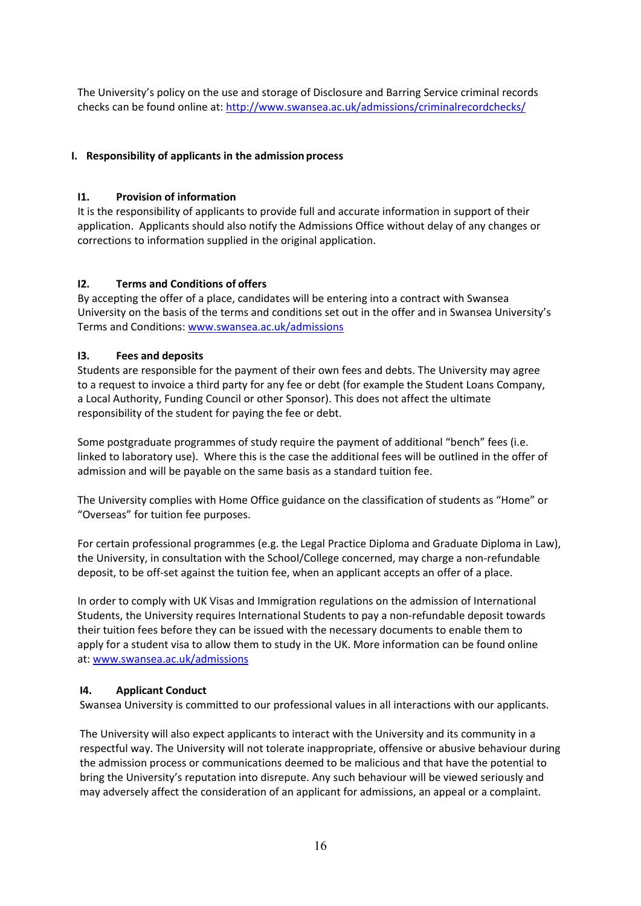The University's policy on the use and storage of Disclosure and Barring Service criminal records checks can be found online at: http://www.swansea.ac.uk/admissions/criminalrecordchecks/

## I. Responsibility of applicants in the admission process

### I1. Provision of information

It is the responsibility of applicants to provide full and accurate information in support of their application. Applicants should also notify the Admissions Office without delay of any changes or corrections to information supplied in the original application.

### I2. Terms and Conditions of offers

By accepting the offer of a place, candidates will be entering into a contract with Swansea University on the basis of the terms and conditions set out in the offer and in Swansea University's Terms and Conditions: www.swansea.ac.uk/admissions

### I3. Fees and deposits

Students are responsible for the payment of their own fees and debts. The University may agree to a request to invoice a third party for any fee or debt (for example the Student Loans Company, a Local Authority, Funding Council or other Sponsor). This does not affect the ultimate responsibility of the student for paying the fee or debt.

Some postgraduate programmes of study require the payment of additional "bench" fees (i.e. linked to laboratory use). Where this is the case the additional fees will be outlined in the offer of admission and will be payable on the same basis as a standard tuition fee.

The University complies with Home Office guidance on the classification of students as "Home" or "Overseas" for tuition fee purposes.

For certain professional programmes (e.g. the Legal Practice Diploma and Graduate Diploma in Law), the University, in consultation with the School/College concerned, may charge a non-refundable deposit, to be off-set against the tuition fee, when an applicant accepts an offer of a place.

In order to comply with UK Visas and Immigration regulations on the admission of International Students, the University requires International Students to pay a non-refundable deposit towards their tuition fees before they can be issued with the necessary documents to enable them to apply for a student visa to allow them to study in the UK. More information can be found online at: www.swansea.ac.uk/admissions

### I4. Applicant Conduct

Swansea University is committed to our professional values in all interactions with our applicants.

The University will also expect applicants to interact with the University and its community in a respectful way. The University will not tolerate inappropriate, offensive or abusive behaviour during the admission process or communications deemed to be malicious and that have the potential to bring the University's reputation into disrepute. Any such behaviour will be viewed seriously and may adversely affect the consideration of an applicant for admissions, an appeal or a complaint.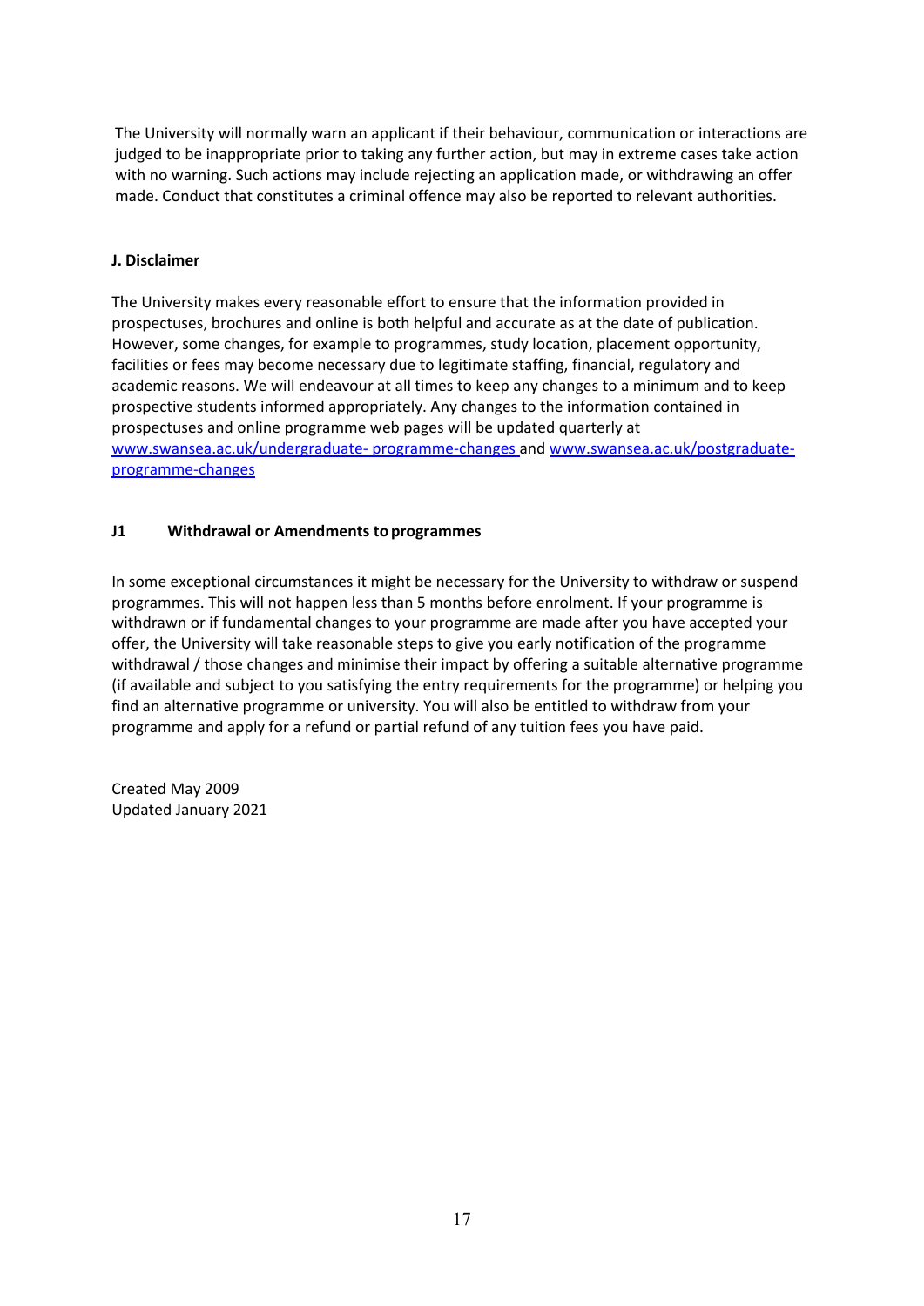The University will normally warn an applicant if their behaviour, communication or interactions are judged to be inappropriate prior to taking any further action, but may in extreme cases take action with no warning. Such actions may include rejecting an application made, or withdrawing an offer made. Conduct that constitutes a criminal offence may also be reported to relevant authorities.

### J. Disclaimer

The University makes every reasonable effort to ensure that the information provided in prospectuses, brochures and online is both helpful and accurate as at the date of publication. However, some changes, for example to programmes, study location, placement opportunity, facilities or fees may become necessary due to legitimate staffing, financial, regulatory and academic reasons. We will endeavour at all times to keep any changes to a minimum and to keep prospective students informed appropriately. Any changes to the information contained in prospectuses and online programme web pages will be updated quarterly at [www.swansea.ac.uk/undergraduate- programme-changes](www.swansea.ac.uk/undergraduate-programme-changes) and [www.swansea.ac.uk/postgraduate-programme-changes](www.swansea.ac.uk/postgraduate-programme-changes)

#### J1 Withdrawal or Amendments to programmes

In some exceptional circumstances it might be necessary for the University to withdraw or suspend programmes. This will not happen less than 5 months before enrolment. If your programme is withdrawn or if fundamental changes to your programme are made after you have accepted your offer, the University will take reasonable steps to give you early notification of the programme withdrawal / those changes and minimise their impact by offering a suitable alternative programme (if available and subject to you satisfying the entry requirements for the programme) or helping you find an alternative programme or university. You will also be entitled to withdraw from your programme and apply for a refund or partial refund of any tuition fees you have paid.

Created May 2009
Updated January 2021